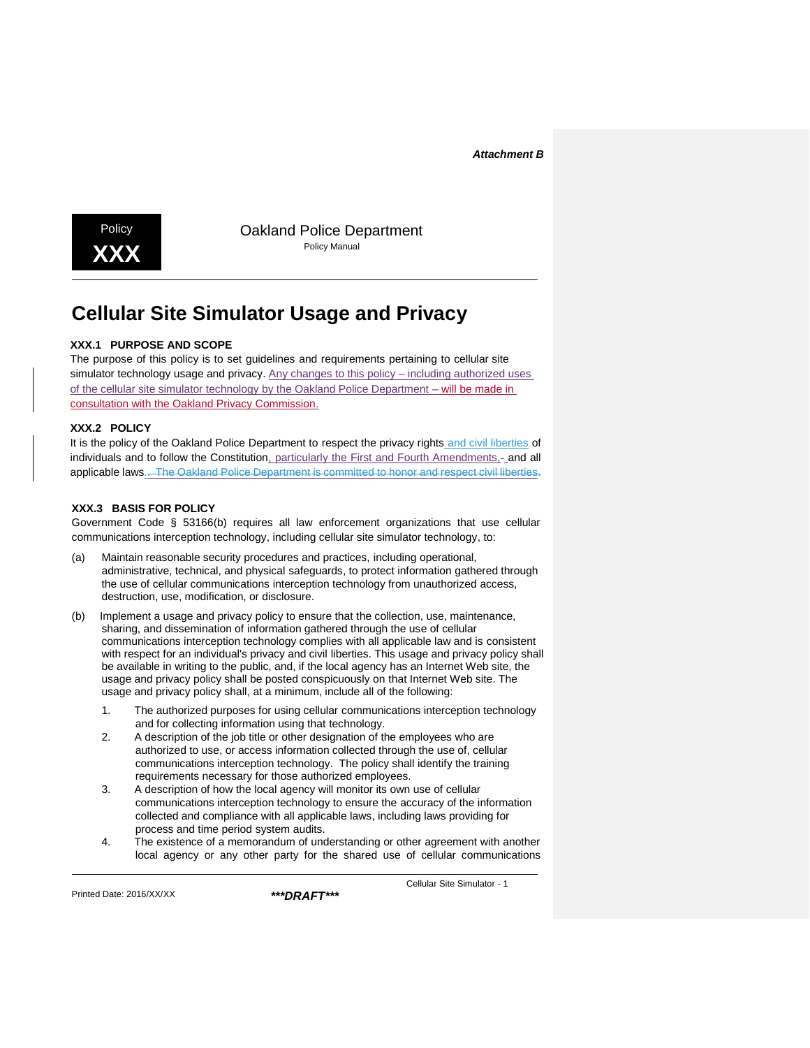*Attachment B*

Policy **XXX**

Oakland Police Department
Policy Manual

# Cellular Site Simulator Usage and Privacy

### XXX.1 PURPOSE AND SCOPE

The purpose of this policy is to set guidelines and requirements pertaining to cellular site simulator technology usage and privacy. Any changes to this policy – including authorized uses of the cellular site simulator technology by the Oakland Police Department – will be made in consultation with the Oakland Privacy Commission.

### XXX.2 POLICY

It is the policy of the Oakland Police Department to respect the privacy rights and civil liberties of individuals and to follow the Constitution, particularly the First and Fourth Amendments, and all applicable laws. ~~The Oakland Police Department is committed to honor and respect civil liberties.~~

### XXX.3 BASIS FOR POLICY

Government Code § 53166(b) requires all law enforcement organizations that use cellular communications interception technology, including cellular site simulator technology, to:

(a) Maintain reasonable security procedures and practices, including operational, administrative, technical, and physical safeguards, to protect information gathered through the use of cellular communications interception technology from unauthorized access, destruction, use, modification, or disclosure.

(b) Implement a usage and privacy policy to ensure that the collection, use, maintenance, sharing, and dissemination of information gathered through the use of cellular communications interception technology complies with all applicable law and is consistent with respect for an individual's privacy and civil liberties. This usage and privacy policy shall be available in writing to the public, and, if the local agency has an Internet Web site, the usage and privacy policy shall be posted conspicuously on that Internet Web site. The usage and privacy policy shall, at a minimum, include all of the following:

1. The authorized purposes for using cellular communications interception technology and for collecting information using that technology.
2. A description of the job title or other designation of the employees who are authorized to use, or access information collected through the use of, cellular communications interception technology. The policy shall identify the training requirements necessary for those authorized employees.
3. A description of how the local agency will monitor its own use of cellular communications interception technology to ensure the accuracy of the information collected and compliance with all applicable laws, including laws providing for process and time period system audits.
4. The existence of a memorandum of understanding or other agreement with another local agency or any other party for the shared use of cellular communications

Printed Date: 2016/XX/XX ***DRAFT***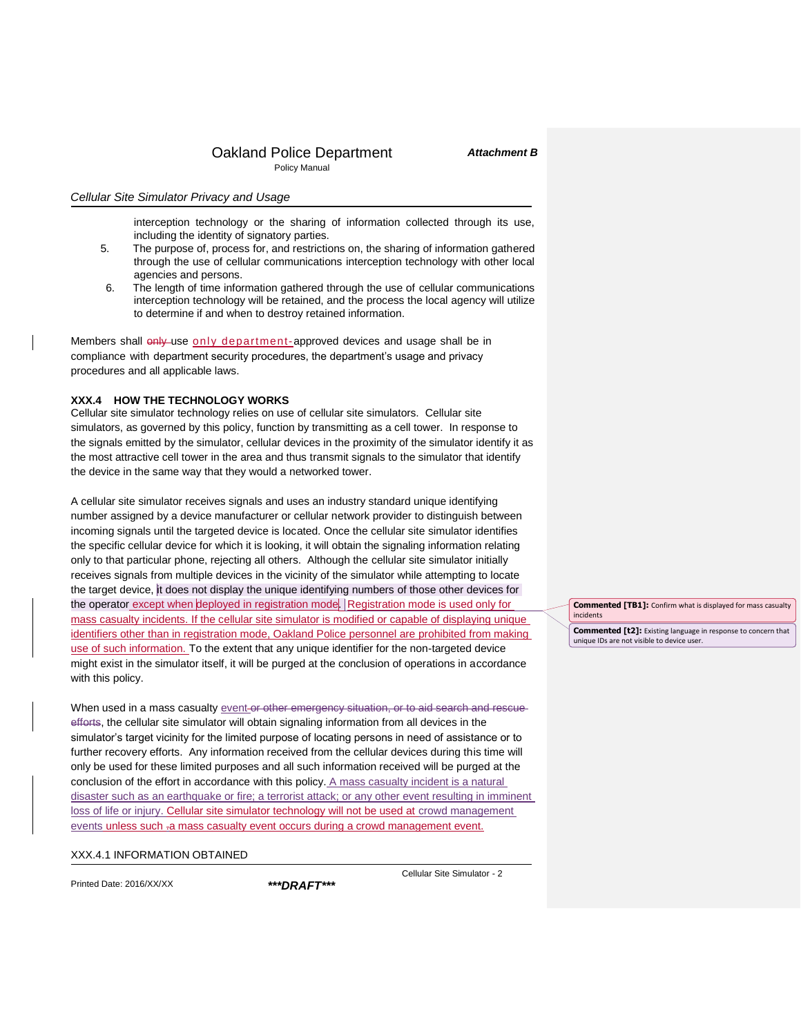interception technology or the sharing of information collected through its use, including the identity of signatory parties.

5. The purpose of, process for, and restrictions on, the sharing of information gathered through the use of cellular communications interception technology with other local agencies and persons.
6. The length of time information gathered through the use of cellular communications interception technology will be retained, and the process the local agency will utilize to determine if and when to destroy retained information.

Members shall ~~only~~ use only department-approved devices and usage shall be in compliance with department security procedures, the department's usage and privacy procedures and all applicable laws.

### XXX.4 HOW THE TECHNOLOGY WORKS

Cellular site simulator technology relies on use of cellular site simulators. Cellular site simulators, as governed by this policy, function by transmitting as a cell tower. In response to the signals emitted by the simulator, cellular devices in the proximity of the simulator identify it as the most attractive cell tower in the area and thus transmit signals to the simulator that identify the device in the same way that they would a networked tower.

A cellular site simulator receives signals and uses an industry standard unique identifying number assigned by a device manufacturer or cellular network provider to distinguish between incoming signals until the targeted device is located. Once the cellular site simulator identifies the specific cellular device for which it is looking, it will obtain the signaling information relating only to that particular phone, rejecting all others. Although the cellular site simulator initially receives signals from multiple devices in the vicinity of the simulator while attempting to locate the target device, it does not display the unique identifying numbers of those other devices for the operator except when deployed in registration mode. Registration mode is used only for mass casualty incidents. If the cellular site simulator is modified or capable of displaying unique identifiers other than in registration mode, Oakland Police personnel are prohibited from making use of such information. To the extent that any unique identifier for the non-targeted device might exist in the simulator itself, it will be purged at the conclusion of operations in accordance with this policy.

> Commented [TB1]: Confirm what is displayed for mass casualty incidents

> Commented [t2]: Existing language in response to concern that unique IDs are not visible to device user.

When used in a mass casualty event ~~or other emergency situation, or to aid search and rescue efforts~~, the cellular site simulator will obtain signaling information from all devices in the simulator's target vicinity for the limited purpose of locating persons in need of assistance or to further recovery efforts. Any information received from the cellular devices during this time will only be used for these limited purposes and all such information received will be purged at the conclusion of the effort in accordance with this policy. A mass casualty incident is a natural disaster such as an earthquake or fire; a terrorist attack; or any other event resulting in imminent loss of life or injury. Cellular site simulator technology will not be used at crowd management events unless such ~~-~~a mass casualty event occurs during a crowd management event.

XXX.4.1 INFORMATION OBTAINED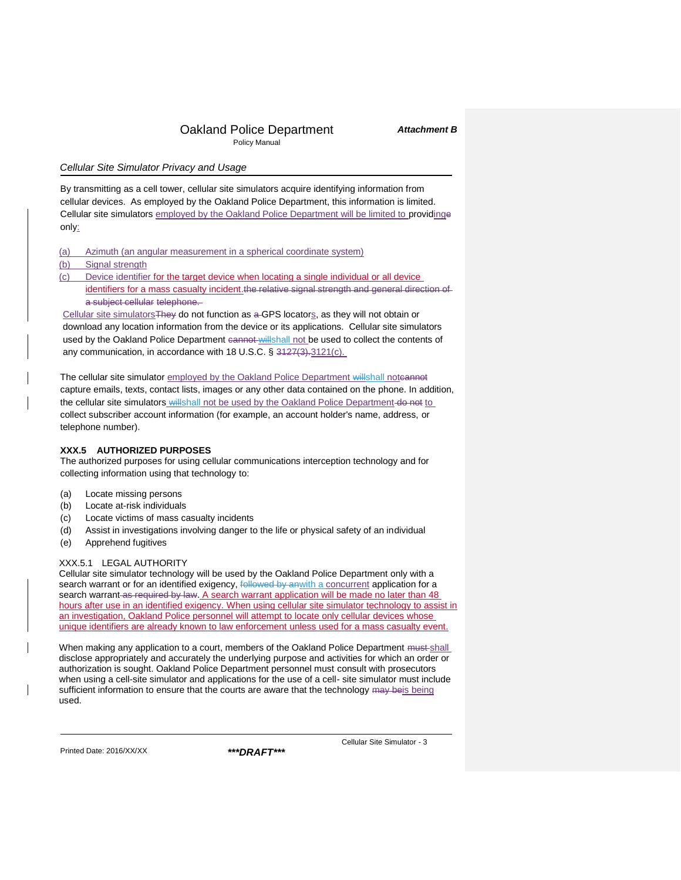By transmitting as a cell tower, cellular site simulators acquire identifying information from cellular devices. As employed by the Oakland Police Department, this information is limited. Cellular site simulators employed by the Oakland Police Department will be limited to providing~~e~~ only:

(a) Azimuth (an angular measurement in a spherical coordinate system)

(b) Signal strength

(c) Device identifier for the target device when locating a single individual or all device identifiers for a mass casualty incident.~~the relative signal strength and general direction of a subject cellular telephone.~~

Cellular site simulators~~They~~ do not function as ~~a~~ GPS locators, as they will not obtain or download any location information from the device or its applications. Cellular site simulators used by the Oakland Police Department ~~cannot~~ ~~will~~shall not be used to collect the contents of any communication, in accordance with 18 U.S.C. § ~~3127(3).~~3121(c).

The cellular site simulator employed by the Oakland Police Department ~~will~~shall not~~cannot~~ capture emails, texts, contact lists, images or any other data contained on the phone. In addition, the cellular site simulators ~~will~~shall not be used by the Oakland Police Department ~~do not~~ to collect subscriber account information (for example, an account holder's name, address, or telephone number).

## XXX.5 AUTHORIZED PURPOSES

The authorized purposes for using cellular communications interception technology and for collecting information using that technology to:

(a) Locate missing persons

(b) Locate at-risk individuals

(c) Locate victims of mass casualty incidents

(d) Assist in investigations involving danger to the life or physical safety of an individual

(e) Apprehend fugitives

### XXX.5.1 LEGAL AUTHORITY

Cellular site simulator technology will be used by the Oakland Police Department only with a search warrant or for an identified exigency, ~~followed by an~~with a concurrent application for a search warrant ~~as required by law~~. A search warrant application will be made no later than 48 hours after use in an identified exigency. When using cellular site simulator technology to assist in an investigation, Oakland Police personnel will attempt to locate only cellular devices whose unique identifiers are already known to law enforcement unless used for a mass casualty event.

When making any application to a court, members of the Oakland Police Department ~~must~~ shall disclose appropriately and accurately the underlying purpose and activities for which an order or authorization is sought. Oakland Police Department personnel must consult with prosecutors when using a cell-site simulator and applications for the use of a cell- site simulator must include sufficient information to ensure that the courts are aware that the technology ~~may be~~is being used.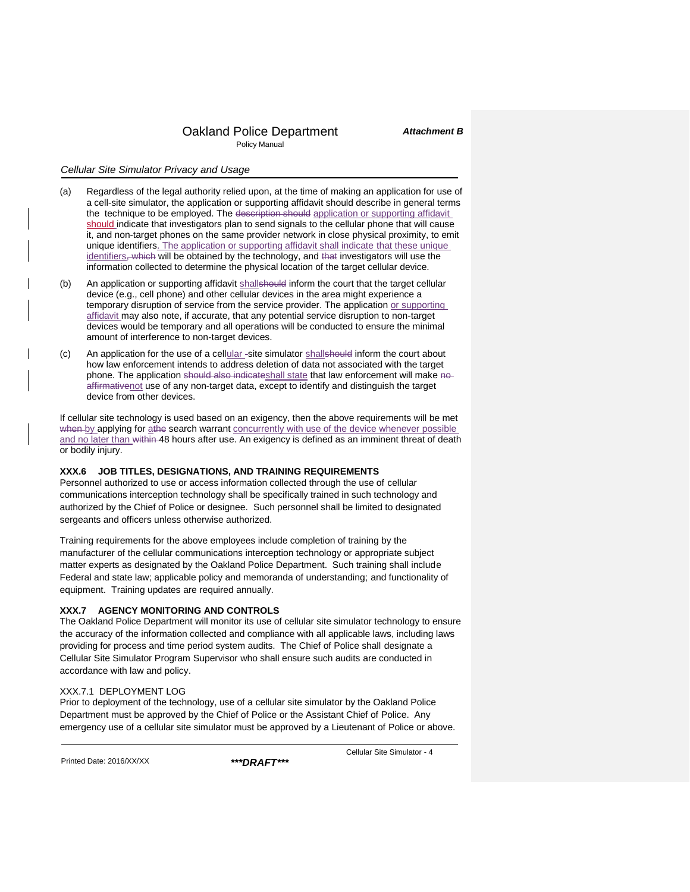(a) Regardless of the legal authority relied upon, at the time of making an application for use of a cell-site simulator, the application or supporting affidavit should describe in general terms the technique to be employed. The ~~description should~~ application or supporting affidavit should indicate that investigators plan to send signals to the cellular phone that will cause it, and non-target phones on the same provider network in close physical proximity, to emit unique identifiers. The application or supporting affidavit shall indicate that these unique identifiers~~, which~~ will be obtained by the technology, and ~~that~~ investigators will use the information collected to determine the physical location of the target cellular device.

(b) An application or supporting affidavit shall~~should~~ inform the court that the target cellular device (e.g., cell phone) and other cellular devices in the area might experience a temporary disruption of service from the service provider. The application or supporting affidavit may also note, if accurate, that any potential service disruption to non-target devices would be temporary and all operations will be conducted to ensure the minimal amount of interference to non-target devices.

(c) An application for the use of a cellular ~~-~~site simulator shall~~should~~ inform the court about how law enforcement intends to address deletion of data not associated with the target phone. The application ~~should also indicate~~shall state that law enforcement will make ~~no affirmative~~not use of any non-target data, except to identify and distinguish the target device from other devices.

If cellular site technology is used based on an exigency, then the above requirements will be met ~~when~~ by applying for a~~the~~ search warrant concurrently with use of the device whenever possible and no later than ~~within~~ 48 hours after use. An exigency is defined as an imminent threat of death or bodily injury.

**XXX.6 JOB TITLES, DESIGNATIONS, AND TRAINING REQUIREMENTS**

Personnel authorized to use or access information collected through the use of cellular communications interception technology shall be specifically trained in such technology and authorized by the Chief of Police or designee. Such personnel shall be limited to designated sergeants and officers unless otherwise authorized.

Training requirements for the above employees include completion of training by the manufacturer of the cellular communications interception technology or appropriate subject matter experts as designated by the Oakland Police Department. Such training shall include Federal and state law; applicable policy and memoranda of understanding; and functionality of equipment. Training updates are required annually.

**XXX.7 AGENCY MONITORING AND CONTROLS**

The Oakland Police Department will monitor its use of cellular site simulator technology to ensure the accuracy of the information collected and compliance with all applicable laws, including laws providing for process and time period system audits. The Chief of Police shall designate a Cellular Site Simulator Program Supervisor who shall ensure such audits are conducted in accordance with law and policy.

XXX.7.1 DEPLOYMENT LOG

Prior to deployment of the technology, use of a cellular site simulator by the Oakland Police Department must be approved by the Chief of Police or the Assistant Chief of Police. Any emergency use of a cellular site simulator must be approved by a Lieutenant of Police or above.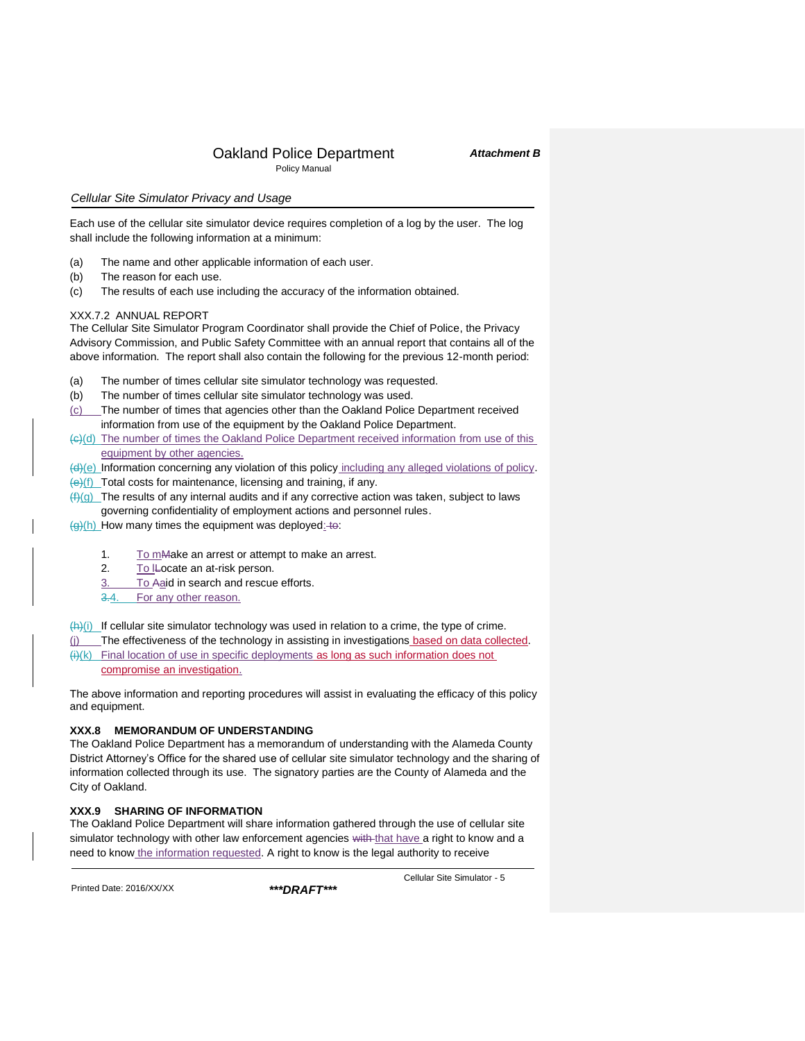Each use of the cellular site simulator device requires completion of a log by the user. The log shall include the following information at a minimum:

(a) The name and other applicable information of each user.
(b) The reason for each use.
(c) The results of each use including the accuracy of the information obtained.

XXX.7.2 ANNUAL REPORT
The Cellular Site Simulator Program Coordinator shall provide the Chief of Police, the Privacy Advisory Commission, and Public Safety Committee with an annual report that contains all of the above information. The report shall also contain the following for the previous 12-month period:

(a) The number of times cellular site simulator technology was requested.
(b) The number of times cellular site simulator technology was used.
(c) The number of times that agencies other than the Oakland Police Department received information from use of the equipment by the Oakland Police Department.
~~(c)~~(d) The number of times the Oakland Police Department received information from use of this equipment by other agencies.
~~(d)~~(e) Information concerning any violation of this policy including any alleged violations of policy.
~~(e)~~(f) Total costs for maintenance, licensing and training, if any.
~~(f)~~(g) The results of any internal audits and if any corrective action was taken, subject to laws governing confidentiality of employment actions and personnel rules.
~~(g)~~(h) How many times the equipment was deployed: ~~to~~:

1. To m~~M~~ake an arrest or attempt to make an arrest.
2. To l~~L~~ocate an at-risk person.
3. To ~~A~~aid in search and rescue efforts.
~~3.~~4. For any other reason.

~~(h)~~(i) If cellular site simulator technology was used in relation to a crime, the type of crime.
(j) The effectiveness of the technology in assisting in investigations based on data collected.
~~(i)~~(k) Final location of use in specific deployments as long as such information does not compromise an investigation.

The above information and reporting procedures will assist in evaluating the efficacy of this policy and equipment.

**XXX.8 MEMORANDUM OF UNDERSTANDING**
The Oakland Police Department has a memorandum of understanding with the Alameda County District Attorney's Office for the shared use of cellular site simulator technology and the sharing of information collected through its use. The signatory parties are the County of Alameda and the City of Oakland.

**XXX.9 SHARING OF INFORMATION**
The Oakland Police Department will share information gathered through the use of cellular site simulator technology with other law enforcement agencies ~~with~~ that have a right to know and a need to know the information requested. A right to know is the legal authority to receive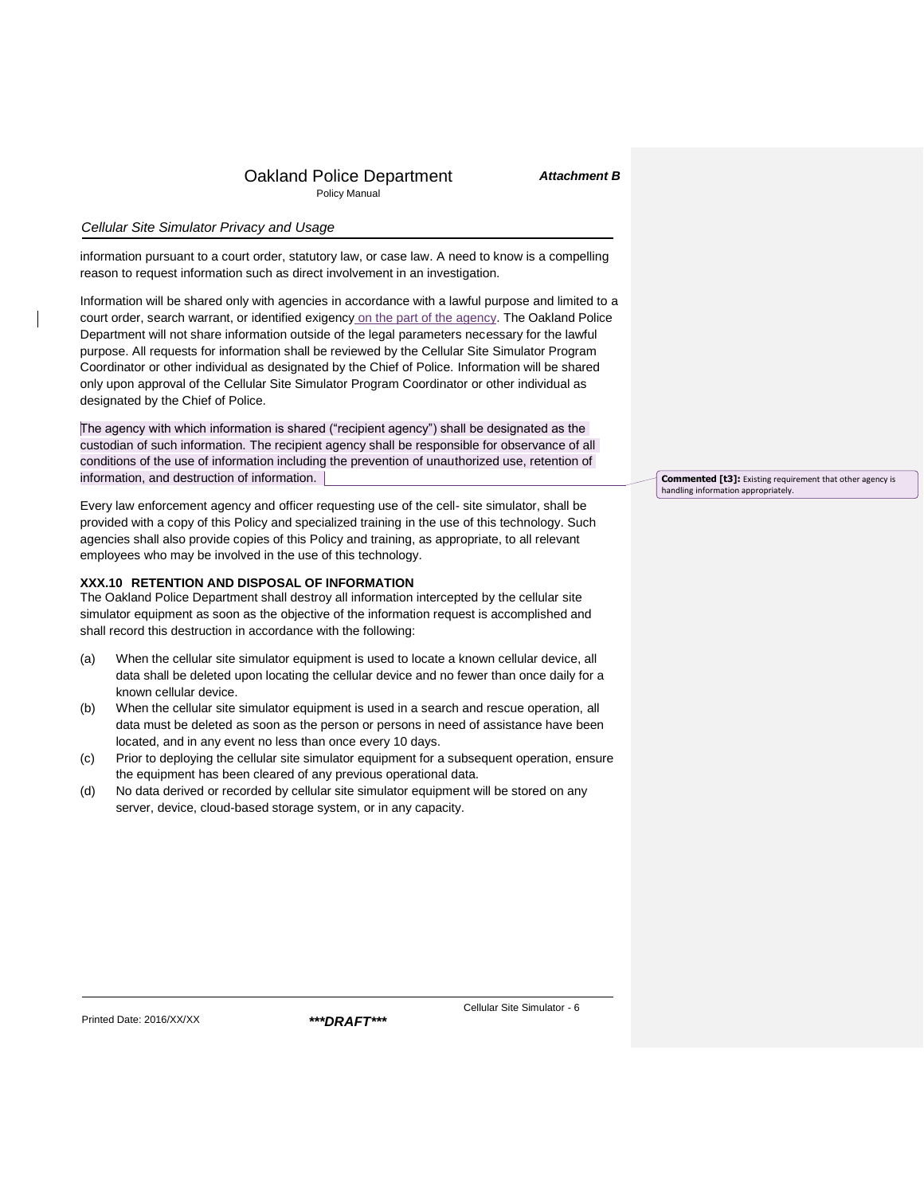information pursuant to a court order, statutory law, or case law. A need to know is a compelling reason to request information such as direct involvement in an investigation.

Information will be shared only with agencies in accordance with a lawful purpose and limited to a court order, search warrant, or identified exigency on the part of the agency. The Oakland Police Department will not share information outside of the legal parameters necessary for the lawful purpose. All requests for information shall be reviewed by the Cellular Site Simulator Program Coordinator or other individual as designated by the Chief of Police. Information will be shared only upon approval of the Cellular Site Simulator Program Coordinator or other individual as designated by the Chief of Police.

The agency with which information is shared ("recipient agency") shall be designated as the custodian of such information. The recipient agency shall be responsible for observance of all conditions of the use of information including the prevention of unauthorized use, retention of information, and destruction of information.

**Commented [t3]:** Existing requirement that other agency is handling information appropriately.

Every law enforcement agency and officer requesting use of the cell- site simulator, shall be provided with a copy of this Policy and specialized training in the use of this technology. Such agencies shall also provide copies of this Policy and training, as appropriate, to all relevant employees who may be involved in the use of this technology.

### XXX.10 RETENTION AND DISPOSAL OF INFORMATION

The Oakland Police Department shall destroy all information intercepted by the cellular site simulator equipment as soon as the objective of the information request is accomplished and shall record this destruction in accordance with the following:

(a) When the cellular site simulator equipment is used to locate a known cellular device, all data shall be deleted upon locating the cellular device and no fewer than once daily for a known cellular device.

(b) When the cellular site simulator equipment is used in a search and rescue operation, all data must be deleted as soon as the person or persons in need of assistance have been located, and in any event no less than once every 10 days.

(c) Prior to deploying the cellular site simulator equipment for a subsequent operation, ensure the equipment has been cleared of any previous operational data.

(d) No data derived or recorded by cellular site simulator equipment will be stored on any server, device, cloud-based storage system, or in any capacity.